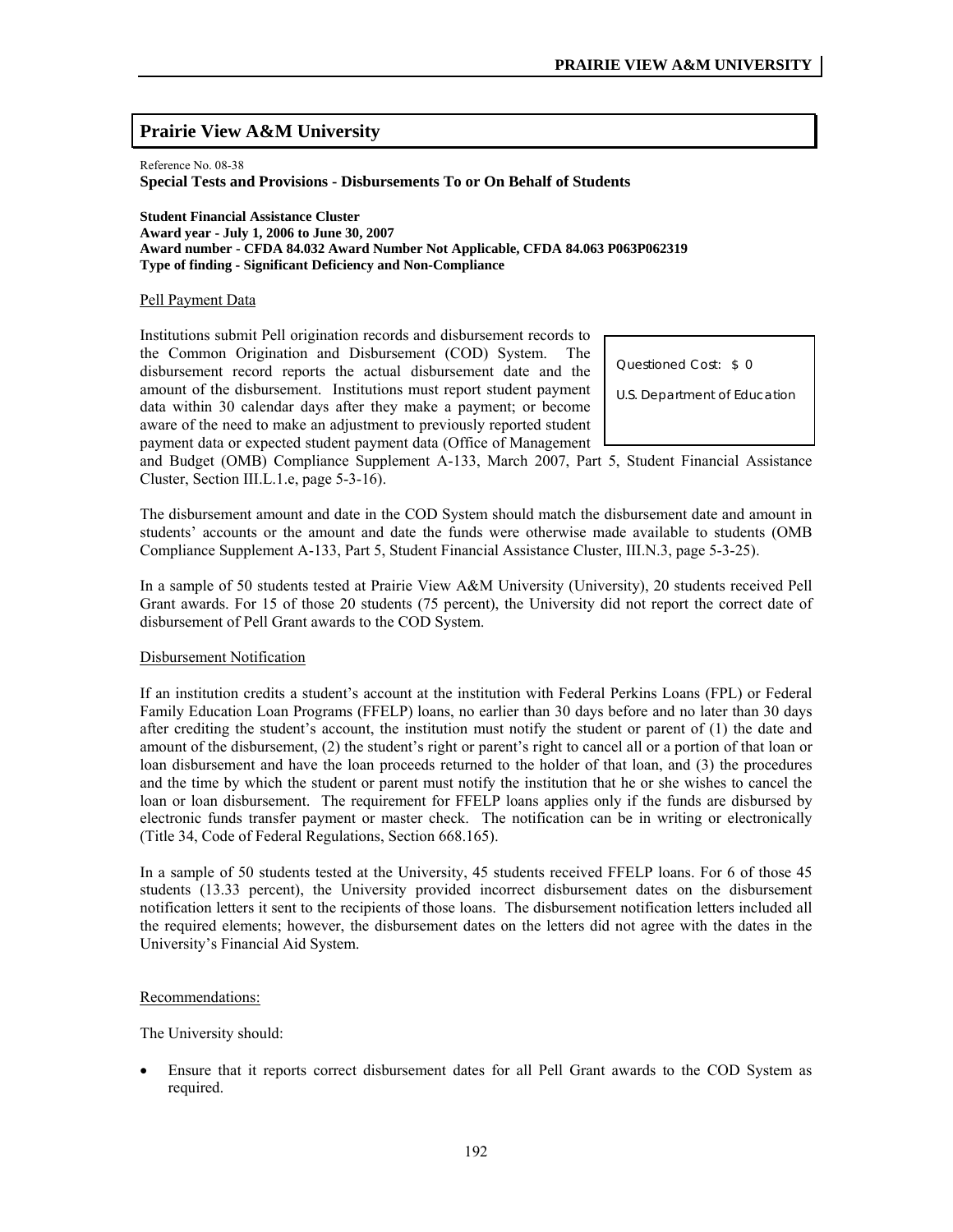## Prairie View A&M University

Reference No. 08-38

**Special Tests and Provisions - Disbursements To or On Behalf of Students**

**Student Financial Assistance Cluster**
**Award year - July 1, 2006 to June 30, 2007**
**Award number - CFDA 84.032 Award Number Not Applicable, CFDA 84.063 P063P062319**
**Type of finding - Significant Deficiency and Non-Compliance**

Questioned Cost: $ 0

U.S. Department of Education

Pell Payment Data

Institutions submit Pell origination records and disbursement records to the Common Origination and Disbursement (COD) System. The disbursement record reports the actual disbursement date and the amount of the disbursement. Institutions must report student payment data within 30 calendar days after they make a payment; or become aware of the need to make an adjustment to previously reported student payment data or expected student payment data (Office of Management and Budget (OMB) Compliance Supplement A-133, March 2007, Part 5, Student Financial Assistance Cluster, Section III.L.1.e, page 5-3-16).

The disbursement amount and date in the COD System should match the disbursement date and amount in students' accounts or the amount and date the funds were otherwise made available to students (OMB Compliance Supplement A-133, Part 5, Student Financial Assistance Cluster, III.N.3, page 5-3-25).

In a sample of 50 students tested at Prairie View A&M University (University), 20 students received Pell Grant awards. For 15 of those 20 students (75 percent), the University did not report the correct date of disbursement of Pell Grant awards to the COD System.

Disbursement Notification

If an institution credits a student's account at the institution with Federal Perkins Loans (FPL) or Federal Family Education Loan Programs (FFELP) loans, no earlier than 30 days before and no later than 30 days after crediting the student's account, the institution must notify the student or parent of (1) the date and amount of the disbursement, (2) the student's right or parent's right to cancel all or a portion of that loan or loan disbursement and have the loan proceeds returned to the holder of that loan, and (3) the procedures and the time by which the student or parent must notify the institution that he or she wishes to cancel the loan or loan disbursement. The requirement for FFELP loans applies only if the funds are disbursed by electronic funds transfer payment or master check. The notification can be in writing or electronically (Title 34, Code of Federal Regulations, Section 668.165).

In a sample of 50 students tested at the University, 45 students received FFELP loans. For 6 of those 45 students (13.33 percent), the University provided incorrect disbursement dates on the disbursement notification letters it sent to the recipients of those loans. The disbursement notification letters included all the required elements; however, the disbursement dates on the letters did not agree with the dates in the University's Financial Aid System.

Recommendations:

The University should:

- Ensure that it reports correct disbursement dates for all Pell Grant awards to the COD System as required.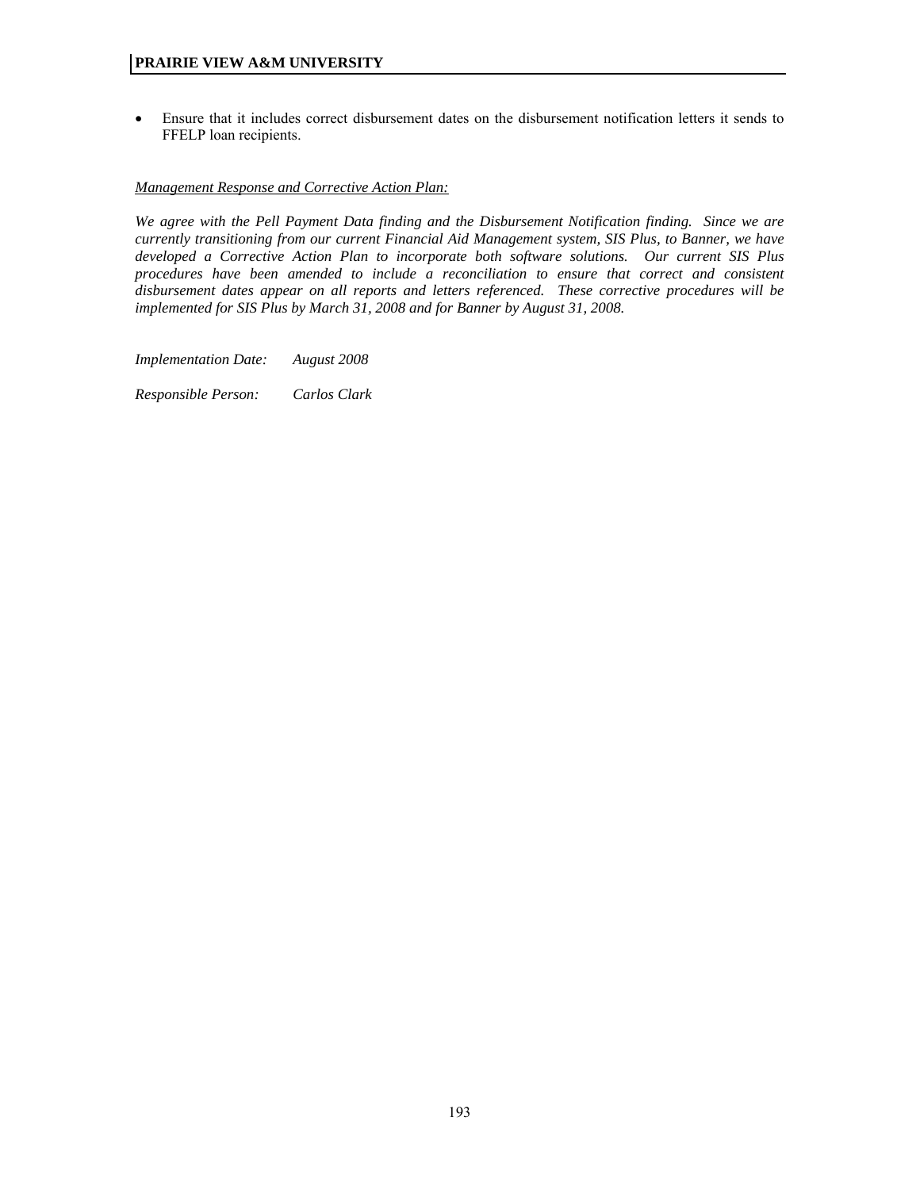- Ensure that it includes correct disbursement dates on the disbursement notification letters it sends to FFELP loan recipients.

*<u>Management Response and Corrective Action Plan:</u>*

*We agree with the Pell Payment Data finding and the Disbursement Notification finding. Since we are currently transitioning from our current Financial Aid Management system, SIS Plus, to Banner, we have developed a Corrective Action Plan to incorporate both software solutions. Our current SIS Plus procedures have been amended to include a reconciliation to ensure that correct and consistent disbursement dates appear on all reports and letters referenced. These corrective procedures will be implemented for SIS Plus by March 31, 2008 and for Banner by August 31, 2008.*

*Implementation Date:* *August 2008*

*Responsible Person:* *Carlos Clark*